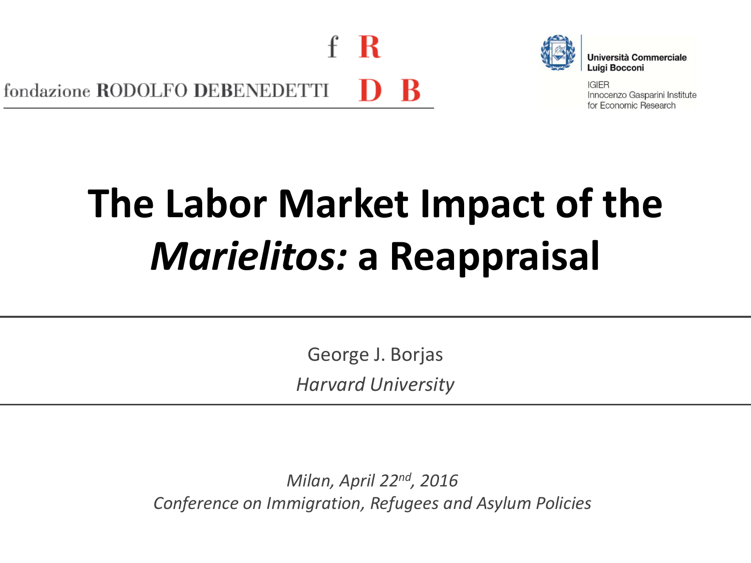fondazione RODOLFO DEBENEDETTI

Università Commerciale Luigi Bocconi

IGIER
Innocenzo Gasparini Institute for Economic Research

# The Labor Market Impact of the *Marielitos:* a Reappraisal

George J. Borjas

*Harvard University*

*Milan, April 22nd, 2016*

*Conference on Immigration, Refugees and Asylum Policies*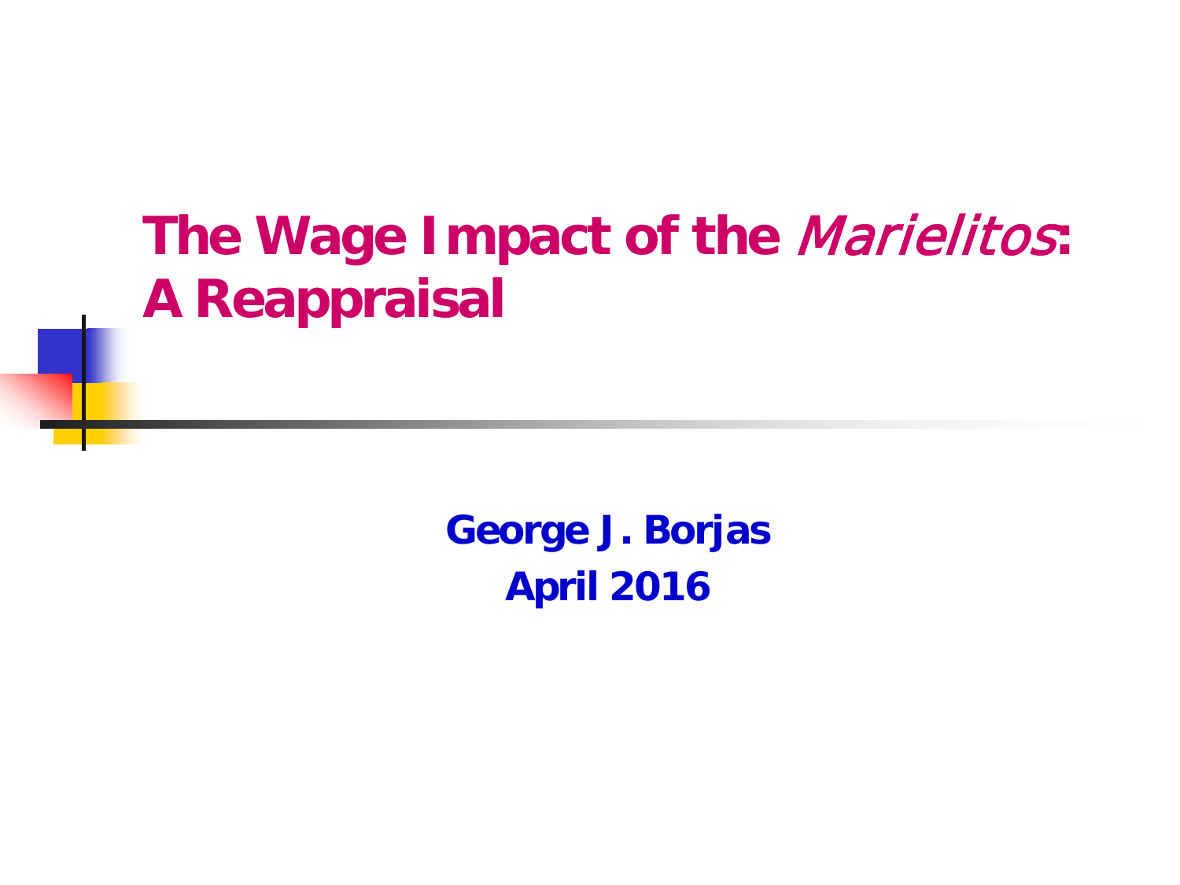# The Wage Impact of the *Marielitos*: A Reappraisal

**George J. Borjas**

**April 2016**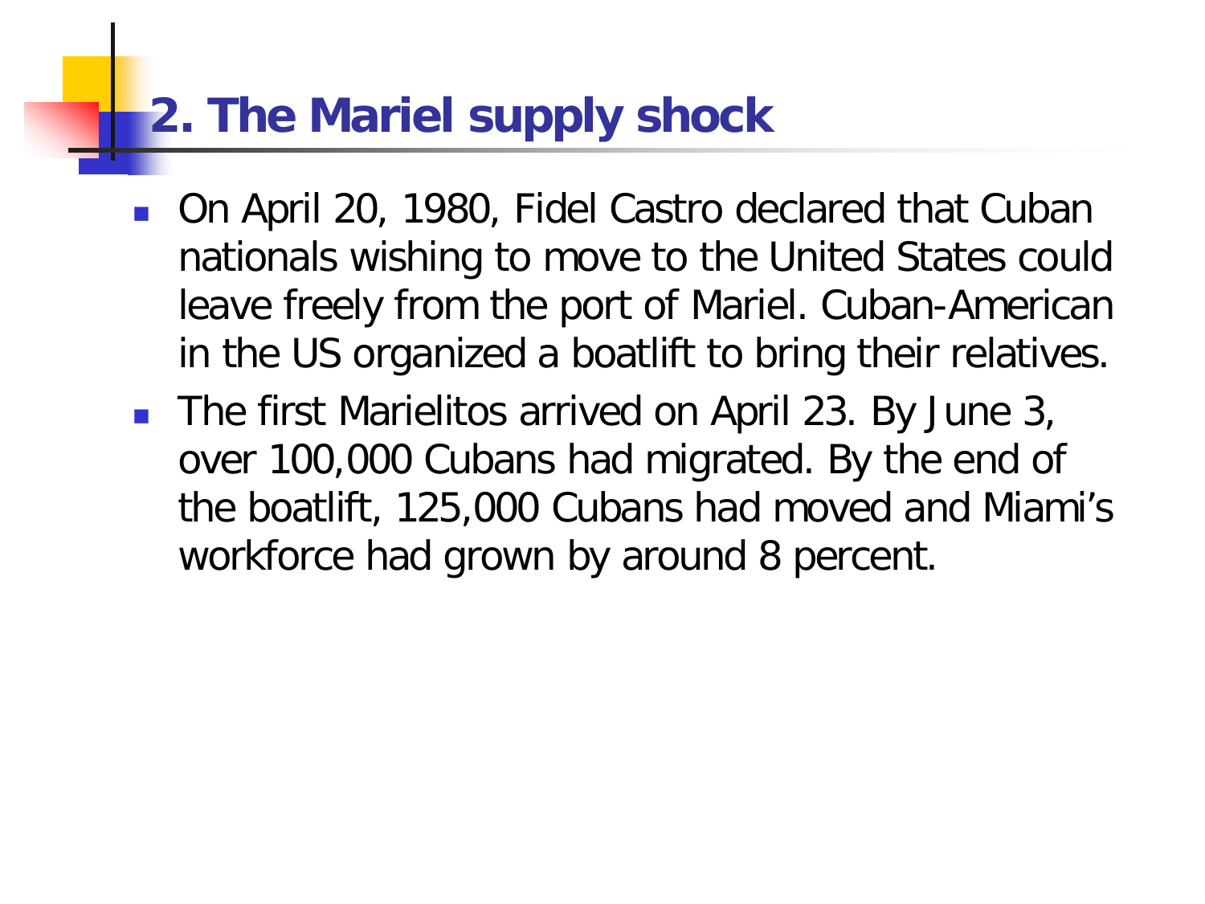## 2. The Mariel supply shock

- On April 20, 1980, Fidel Castro declared that Cuban nationals wishing to move to the United States could leave freely from the port of Mariel. Cuban-American in the US organized a boatlift to bring their relatives.
- The first Marielitos arrived on April 23. By June 3, over 100,000 Cubans had migrated. By the end of the boatlift, 125,000 Cubans had moved and Miami's workforce had grown by around 8 percent.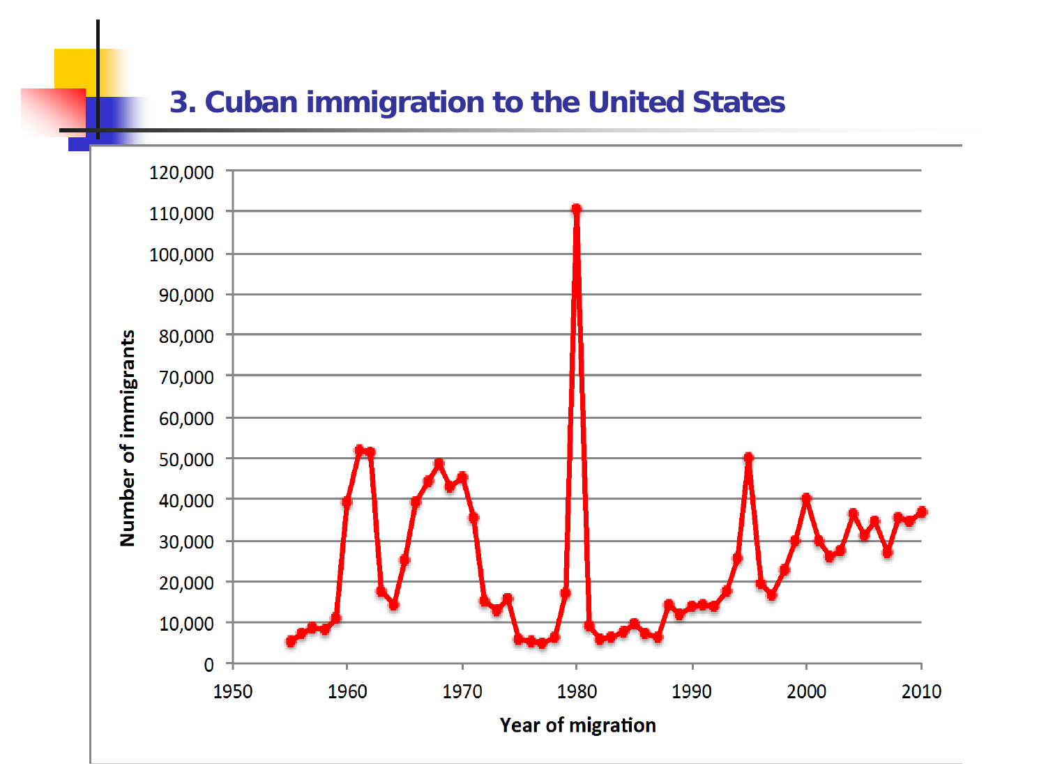# 3. Cuban immigration to the United States

Number of immigrants

120,000
110,000
100,000
90,000
80,000
70,000
60,000
50,000
40,000
30,000
20,000
10,000
0

1950 1960 1970 1980 1990 2000 2010

Year of migration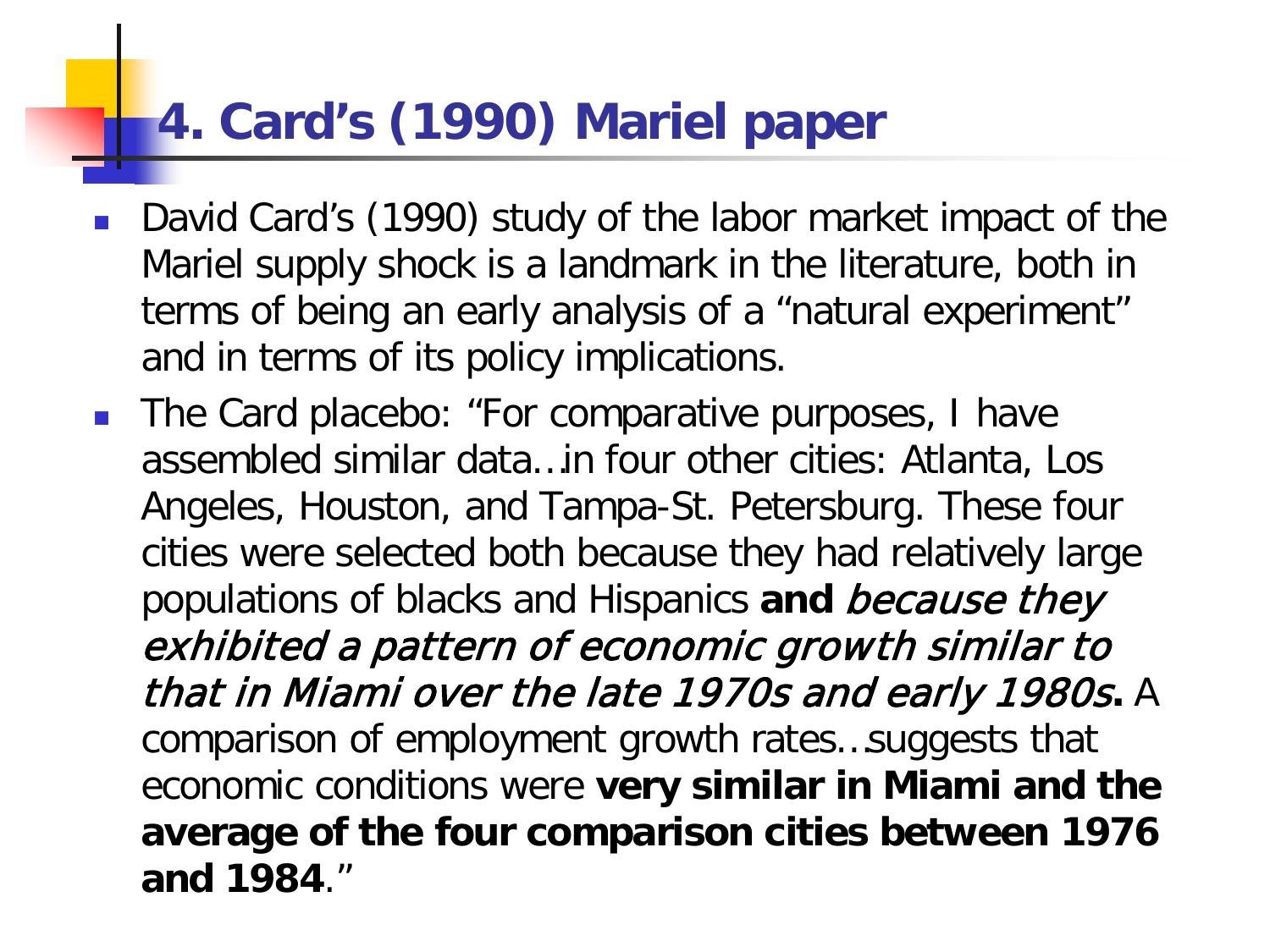# 4. Card's (1990) Mariel paper

- David Card's (1990) study of the labor market impact of the Mariel supply shock is a landmark in the literature, both in terms of being an early analysis of a "natural experiment" and in terms of its policy implications.
- The Card placebo: "For comparative purposes, I have assembled similar data…in four other cities: Atlanta, Los Angeles, Houston, and Tampa-St. Petersburg. These four cities were selected both because they had relatively large populations of blacks and Hispanics **and** ***because they exhibited a pattern of economic growth similar to that in Miami over the late 1970s and early 1980s*****.** A comparison of employment growth rates…suggests that economic conditions were **very similar in Miami and the average of the four comparison cities between 1976 and 1984**."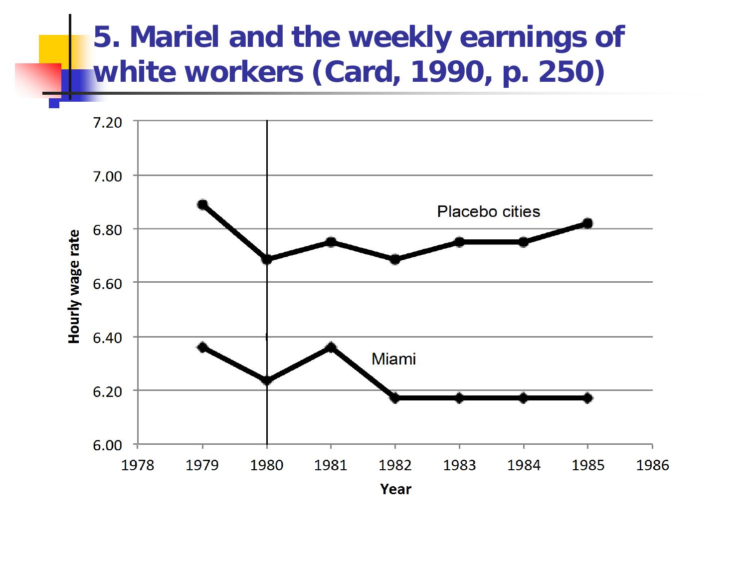# 5. Mariel and the weekly earnings of white workers (Card, 1990, p. 250)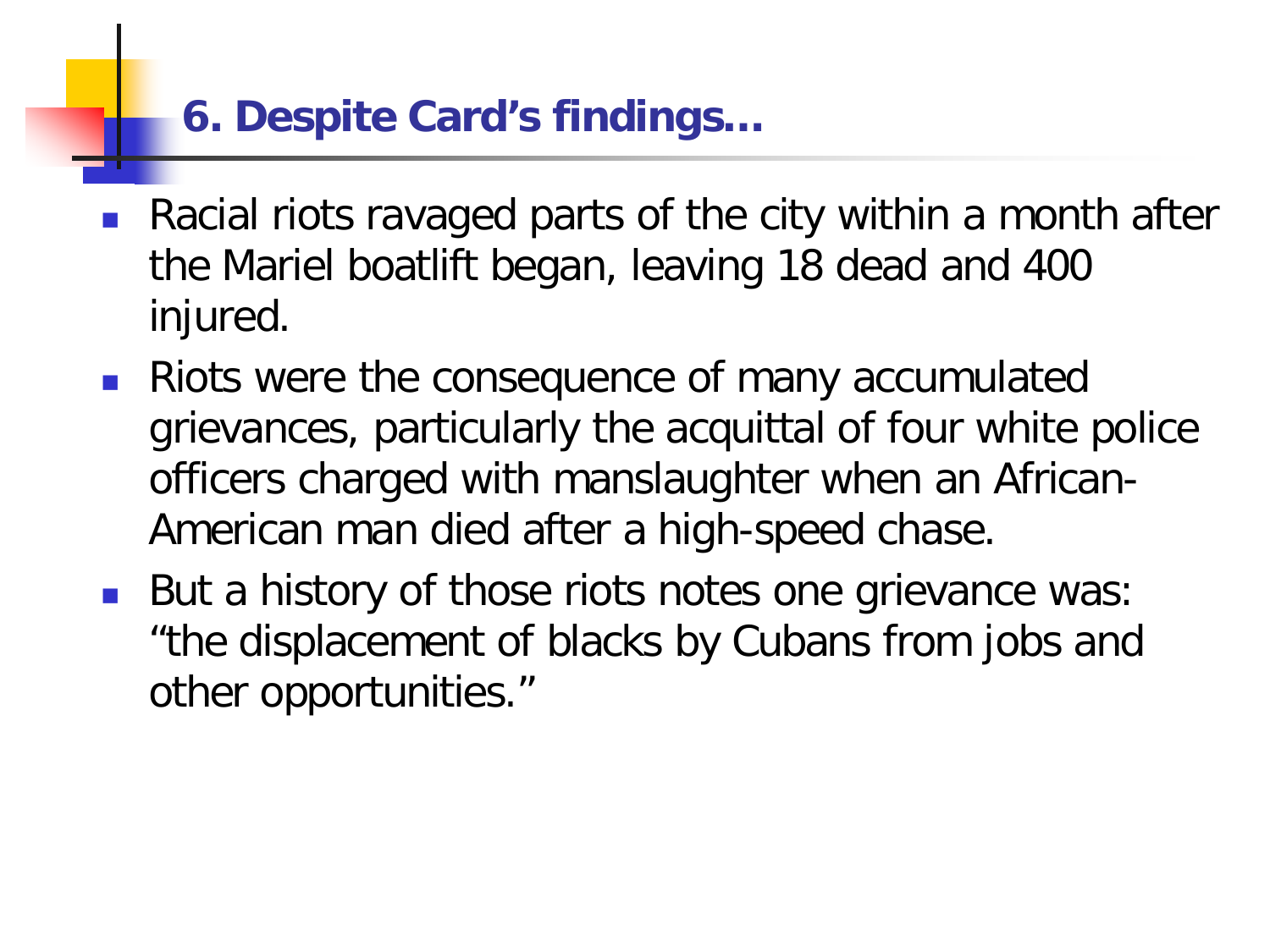## 6. Despite Card's findings…

- Racial riots ravaged parts of the city within a month after the Mariel boatlift began, leaving 18 dead and 400 injured.
- Riots were the consequence of many accumulated grievances, particularly the acquittal of four white police officers charged with manslaughter when an African-American man died after a high-speed chase.
- But a history of those riots notes one grievance was: "the displacement of blacks by Cubans from jobs and other opportunities."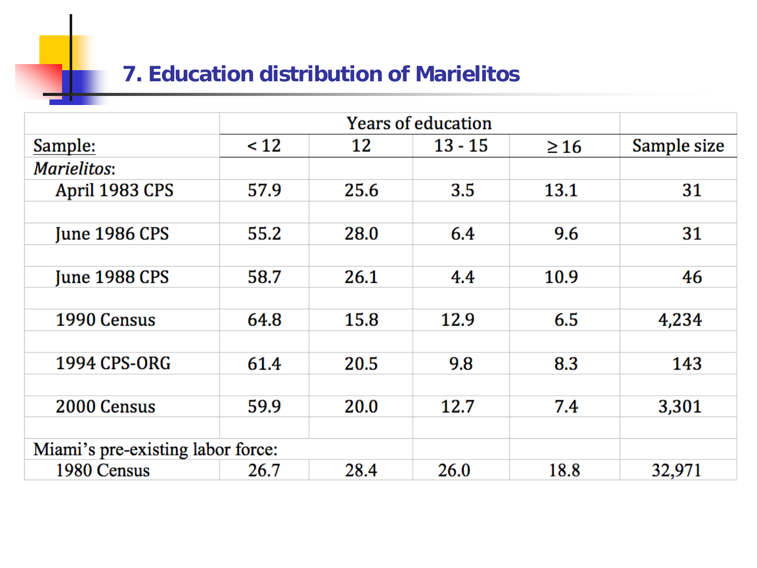## 7. Education distribution of Marielitos

| | Years of education | | | | |
|---|---|---|---|---|---|
| Sample: | < 12 | 12 | 13 - 15 | ≥ 16 | Sample size |
| *Marielitos*: | | | | | |
| April 1983 CPS | 57.9 | 25.6 | 3.5 | 13.1 | 31 |
| June 1986 CPS | 55.2 | 28.0 | 6.4 | 9.6 | 31 |
| June 1988 CPS | 58.7 | 26.1 | 4.4 | 10.9 | 46 |
| 1990 Census | 64.8 | 15.8 | 12.9 | 6.5 | 4,234 |
| 1994 CPS-ORG | 61.4 | 20.5 | 9.8 | 8.3 | 143 |
| 2000 Census | 59.9 | 20.0 | 12.7 | 7.4 | 3,301 |
| Miami's pre-existing labor force: | | | | | |
| 1980 Census | 26.7 | 28.4 | 26.0 | 18.8 | 32,971 |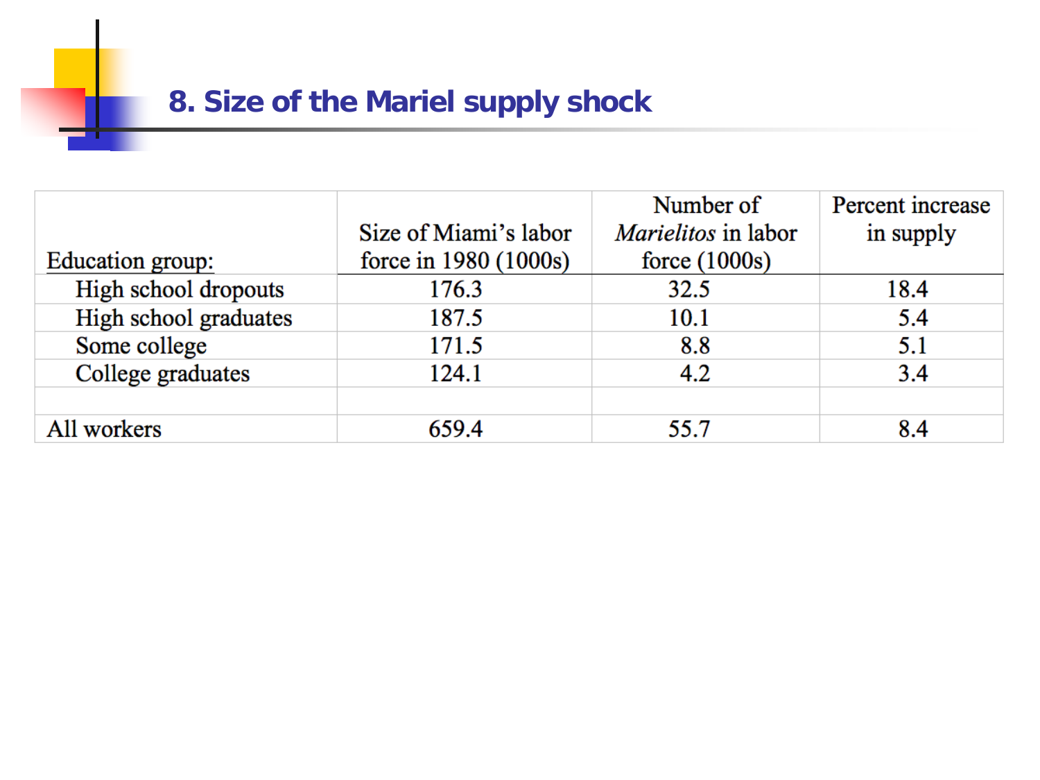## 8. Size of the Mariel supply shock

| Education group: | Size of Miami's labor force in 1980 (1000s) | Number of *Marielitos* in labor force (1000s) | Percent increase in supply |
|---|---|---|---|
| High school dropouts | 176.3 | 32.5 | 18.4 |
| High school graduates | 187.5 | 10.1 | 5.4 |
| Some college | 171.5 | 8.8 | 5.1 |
| College graduates | 124.1 | 4.2 | 3.4 |
| | | | |
| All workers | 659.4 | 55.7 | 8.4 |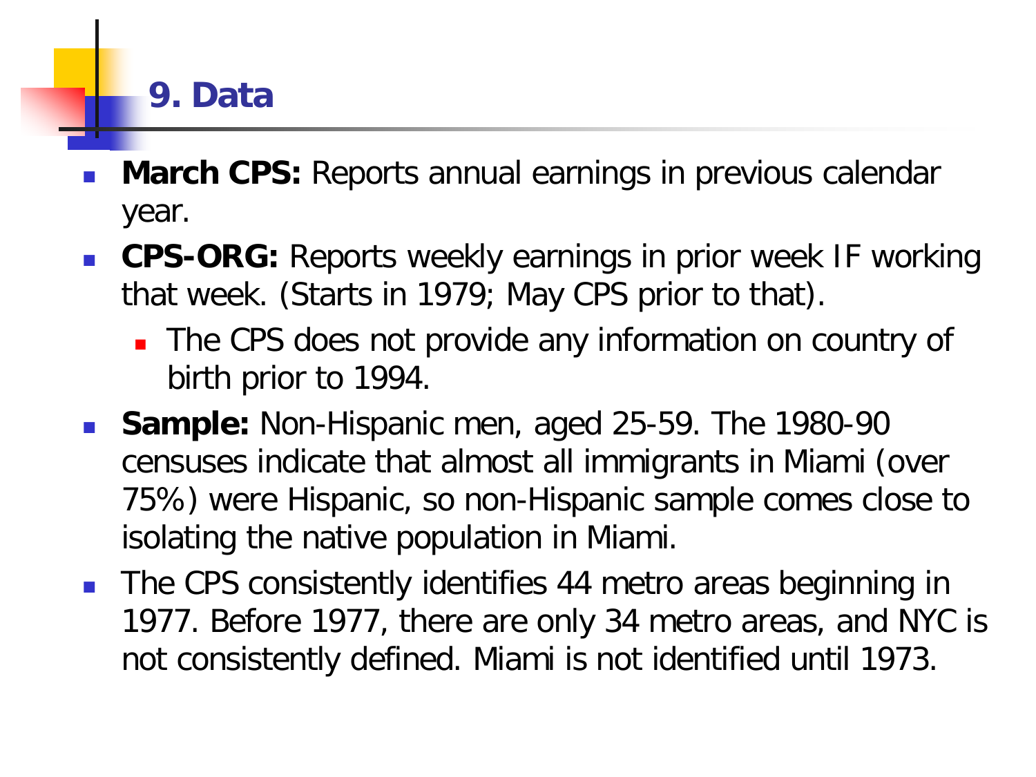## 9. Data

- **March CPS:** Reports annual earnings in previous calendar year.
- **CPS-ORG:** Reports weekly earnings in prior week IF working that week. (Starts in 1979; May CPS prior to that).
  - The CPS does not provide any information on country of birth prior to 1994.
- **Sample:** Non-Hispanic men, aged 25-59. The 1980-90 censuses indicate that almost all immigrants in Miami (over 75%) were Hispanic, so non-Hispanic sample comes close to isolating the native population in Miami.
- The CPS consistently identifies 44 metro areas beginning in 1977. Before 1977, there are only 34 metro areas, and NYC is not consistently defined. Miami is not identified until 1973.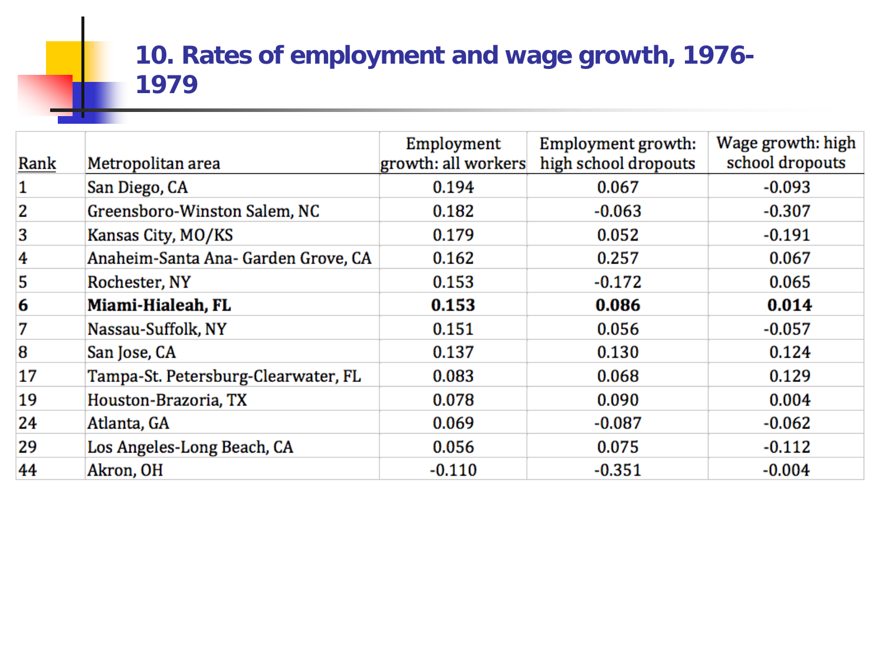# 10. Rates of employment and wage growth, 1976-1979

| Rank | Metropolitan area | Employment growth: all workers | Employment growth: high school dropouts | Wage growth: high school dropouts |
|---|---|---|---|---|
| 1 | San Diego, CA | 0.194 | 0.067 | -0.093 |
| 2 | Greensboro-Winston Salem, NC | 0.182 | -0.063 | -0.307 |
| 3 | Kansas City, MO/KS | 0.179 | 0.052 | -0.191 |
| 4 | Anaheim-Santa Ana- Garden Grove, CA | 0.162 | 0.257 | 0.067 |
| 5 | Rochester, NY | 0.153 | -0.172 | 0.065 |
| **6** | **Miami-Hialeah, FL** | **0.153** | **0.086** | **0.014** |
| 7 | Nassau-Suffolk, NY | 0.151 | 0.056 | -0.057 |
| 8 | San Jose, CA | 0.137 | 0.130 | 0.124 |
| 17 | Tampa-St. Petersburg-Clearwater, FL | 0.083 | 0.068 | 0.129 |
| 19 | Houston-Brazoria, TX | 0.078 | 0.090 | 0.004 |
| 24 | Atlanta, GA | 0.069 | -0.087 | -0.062 |
| 29 | Los Angeles-Long Beach, CA | 0.056 | 0.075 | -0.112 |
| 44 | Akron, OH | -0.110 | -0.351 | -0.004 |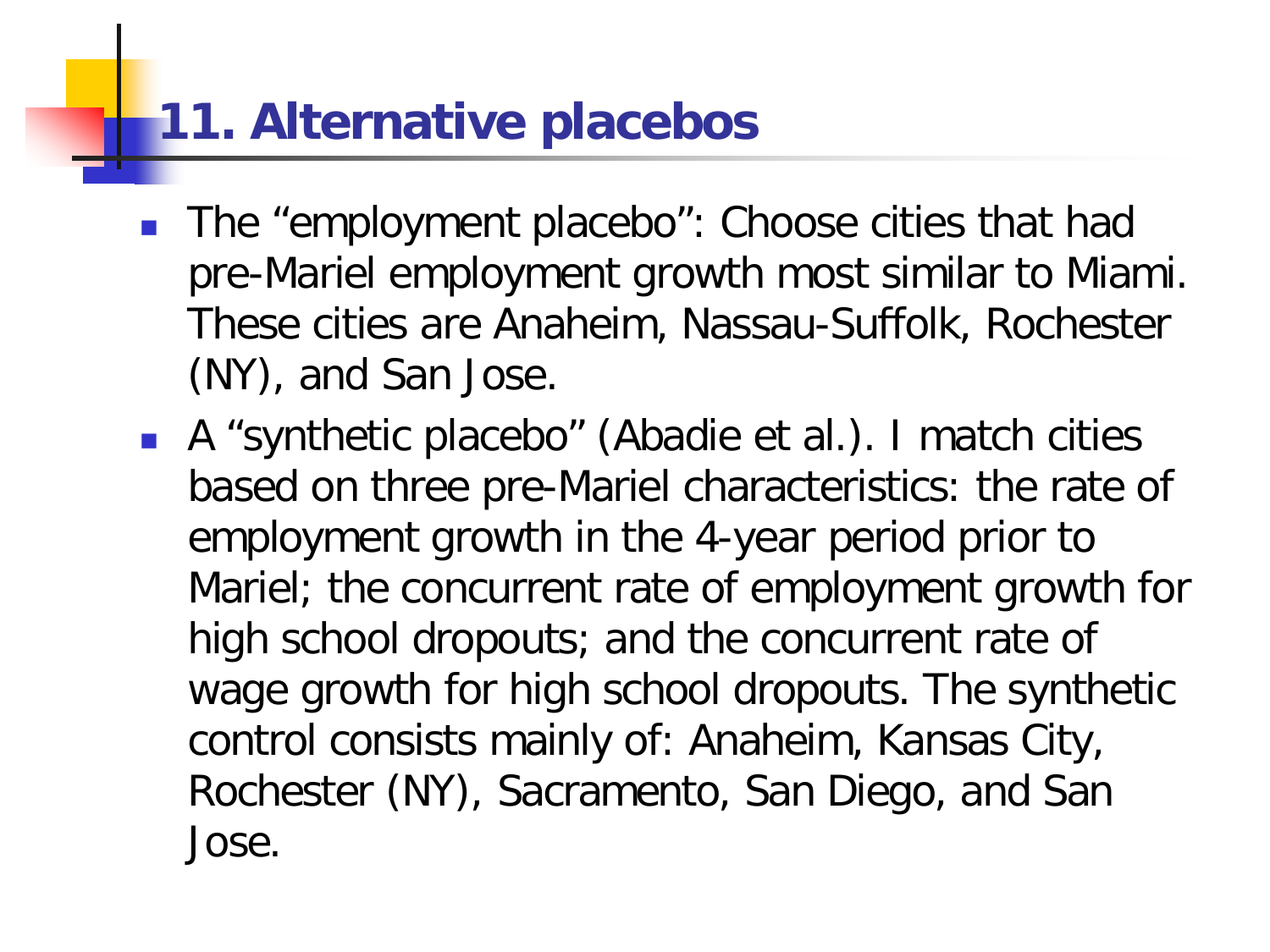# 11. Alternative placebos

- The "employment placebo": Choose cities that had pre-Mariel employment growth most similar to Miami. These cities are Anaheim, Nassau-Suffolk, Rochester (NY), and San Jose.
- A "synthetic placebo" (Abadie et al.). I match cities based on three pre-Mariel characteristics: the rate of employment growth in the 4-year period prior to Mariel; the concurrent rate of employment growth for high school dropouts; and the concurrent rate of wage growth for high school dropouts. The synthetic control consists mainly of: Anaheim, Kansas City, Rochester (NY), Sacramento, San Diego, and San Jose.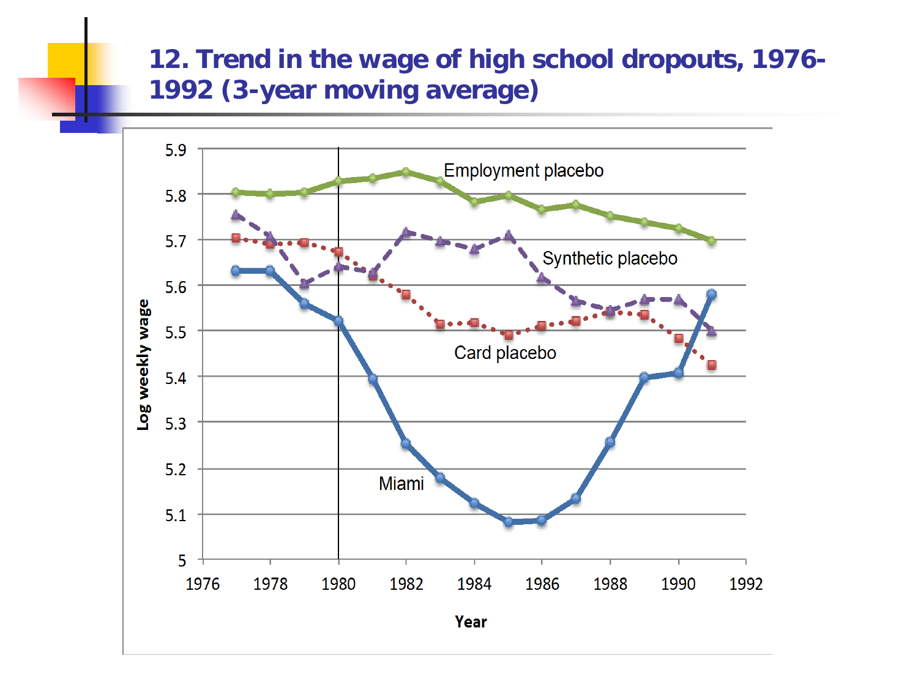## 12. Trend in the wage of high school dropouts, 1976-1992 (3-year moving average)

Log weekly wage

Employment placebo

Synthetic placebo

Card placebo

Miami

Year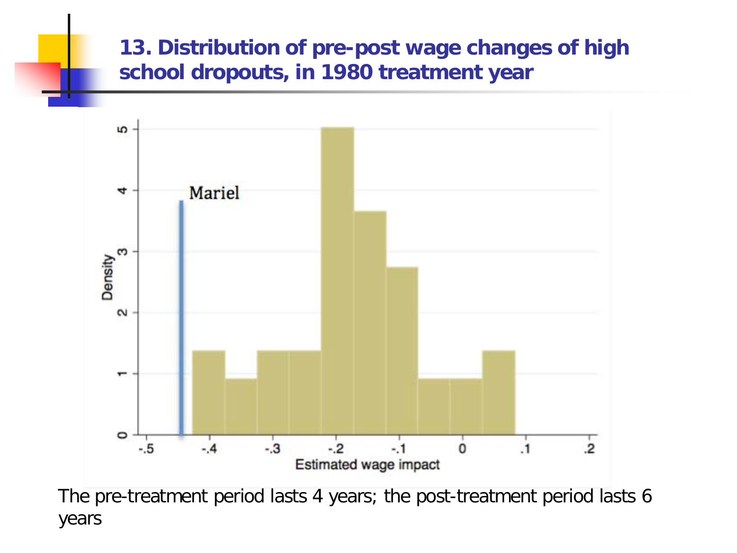# 13. Distribution of pre-post wage changes of high school dropouts, in 1980 treatment year

The pre-treatment period lasts 4 years; the post-treatment period lasts 6 years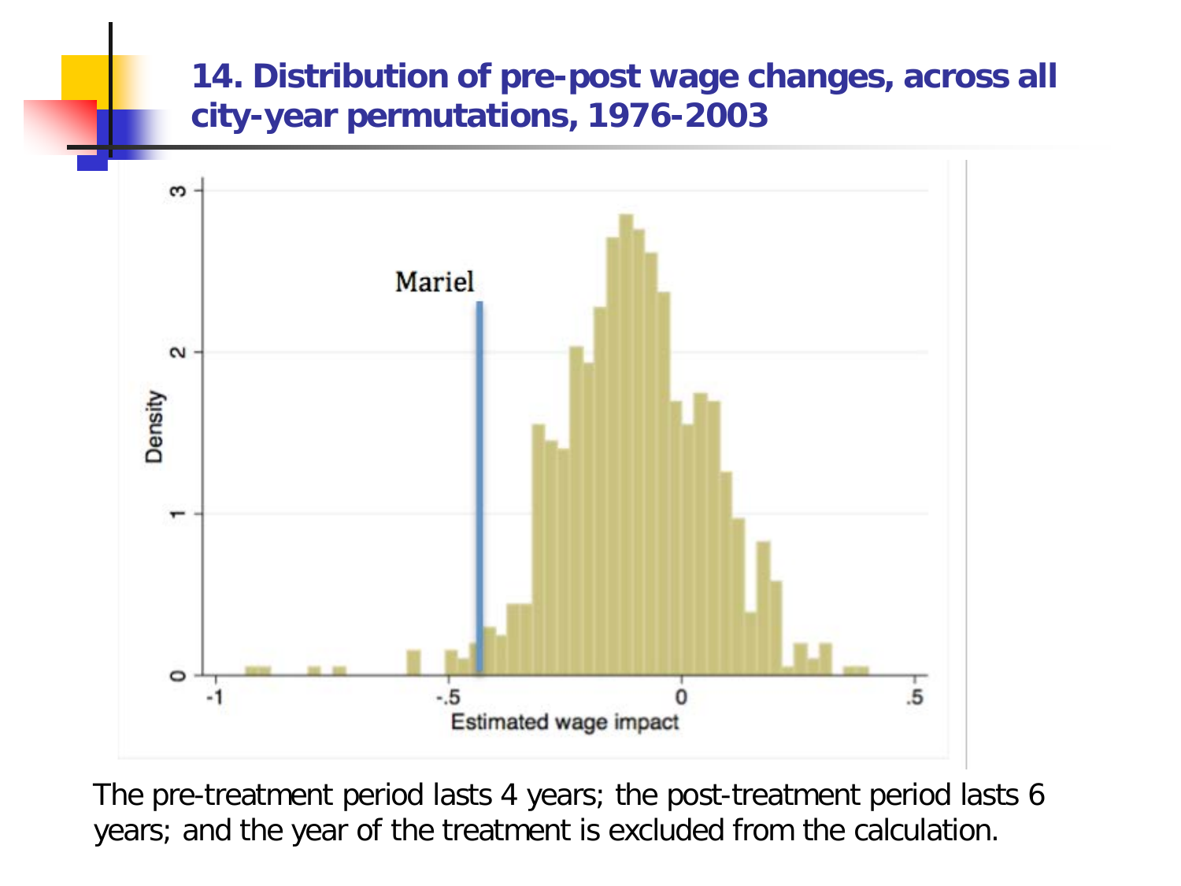## 14. Distribution of pre-post wage changes, across all city-year permutations, 1976-2003

The pre-treatment period lasts 4 years; the post-treatment period lasts 6 years; and the year of the treatment is excluded from the calculation.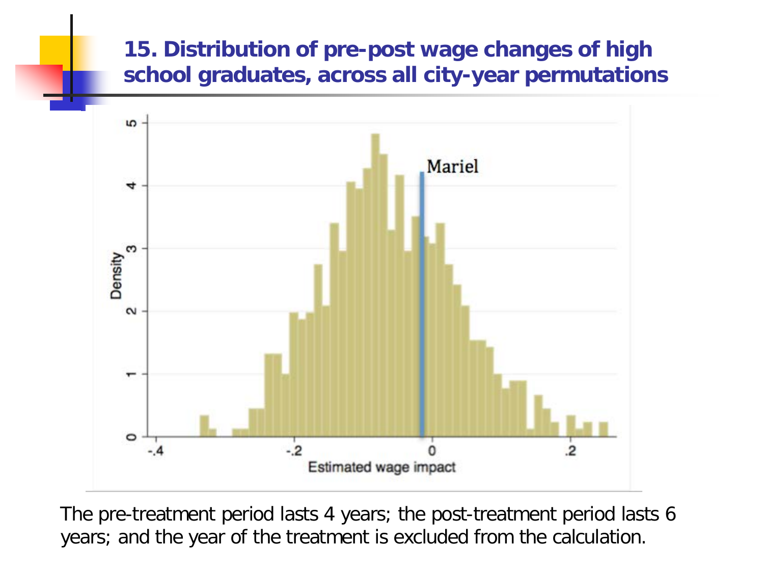## 15. Distribution of pre-post wage changes of high school graduates, across all city-year permutations

The pre-treatment period lasts 4 years; the post-treatment period lasts 6 years; and the year of the treatment is excluded from the calculation.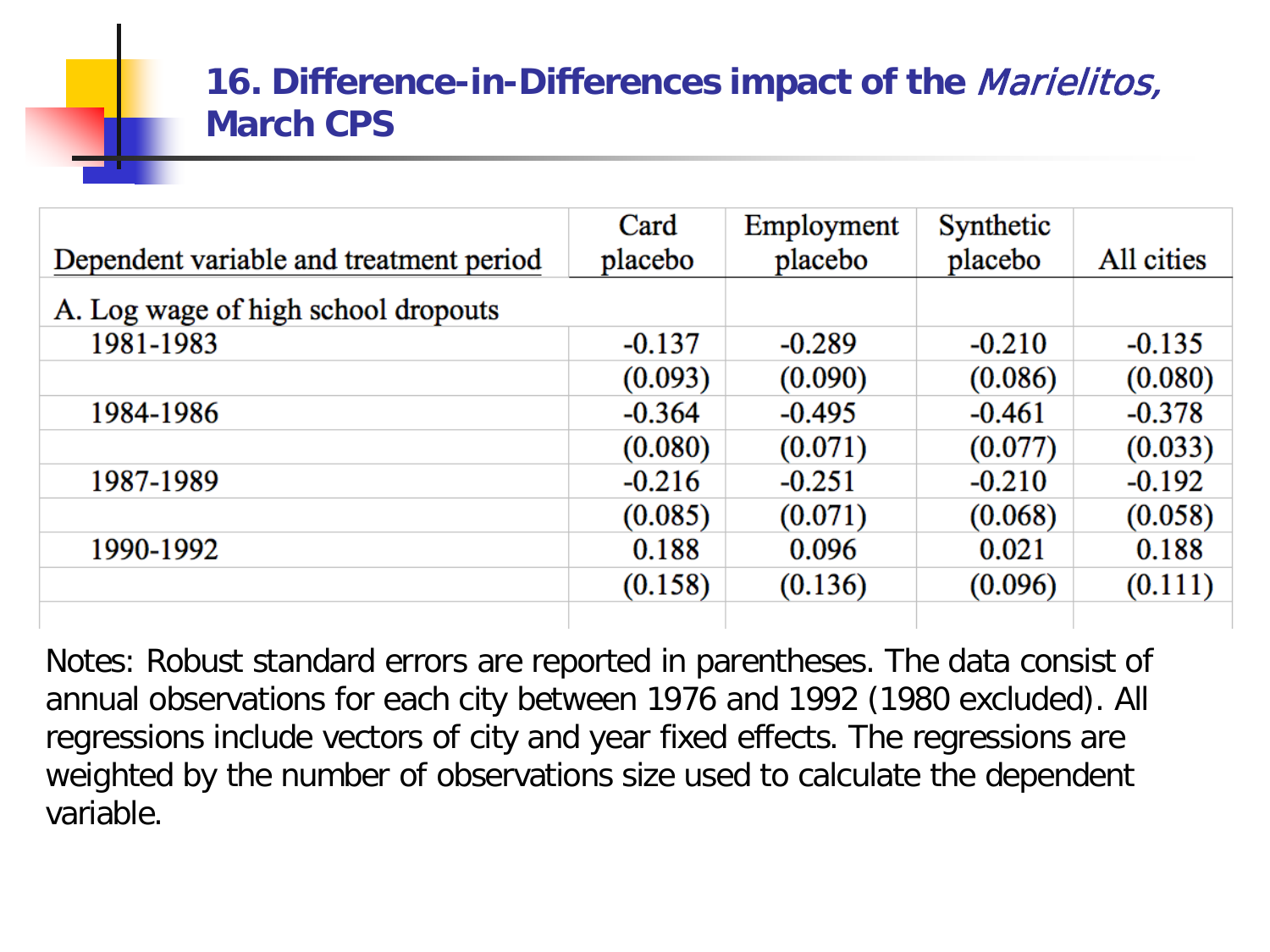# 16. Difference-in-Differences impact of the *Marielitos*, March CPS

| Dependent variable and treatment period | Card placebo | Employment placebo | Synthetic placebo | All cities |
|---|---|---|---|---|
| A. Log wage of high school dropouts | | | | |
| 1981-1983 | -0.137 | -0.289 | -0.210 | -0.135 |
| | (0.093) | (0.090) | (0.086) | (0.080) |
| 1984-1986 | -0.364 | -0.495 | -0.461 | -0.378 |
| | (0.080) | (0.071) | (0.077) | (0.033) |
| 1987-1989 | -0.216 | -0.251 | -0.210 | -0.192 |
| | (0.085) | (0.071) | (0.068) | (0.058) |
| 1990-1992 | 0.188 | 0.096 | 0.021 | 0.188 |
| | (0.158) | (0.136) | (0.096) | (0.111) |

Notes: Robust standard errors are reported in parentheses. The data consist of annual observations for each city between 1976 and 1992 (1980 excluded). All regressions include vectors of city and year fixed effects. The regressions are weighted by the number of observations size used to calculate the dependent variable.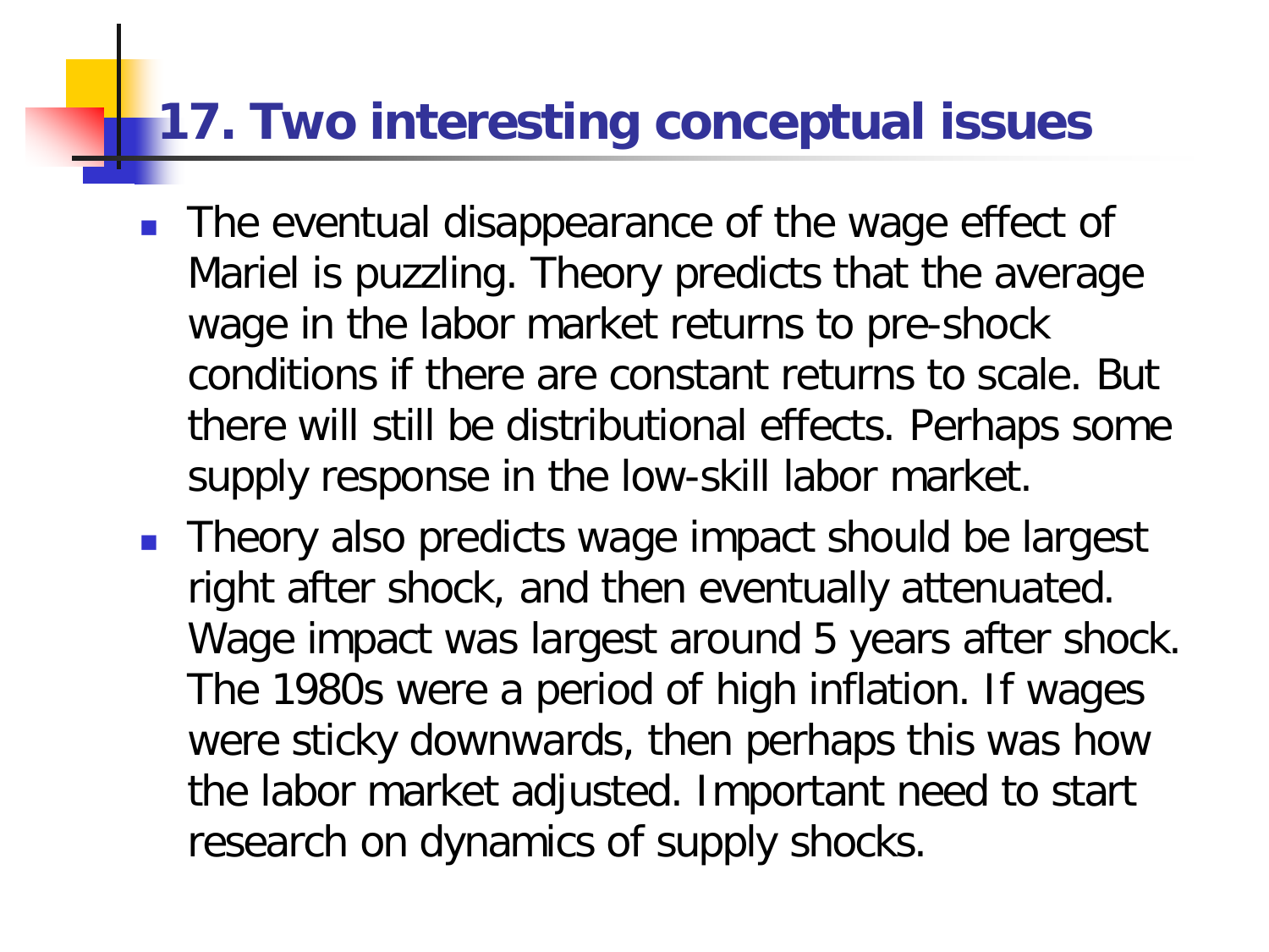# 17. Two interesting conceptual issues

- The eventual disappearance of the wage effect of Mariel is puzzling. Theory predicts that the average wage in the labor market returns to pre-shock conditions if there are constant returns to scale. But there will still be distributional effects. Perhaps some supply response in the low-skill labor market.
- Theory also predicts wage impact should be largest right after shock, and then eventually attenuated. Wage impact was largest around 5 years after shock. The 1980s were a period of high inflation. If wages were sticky downwards, then perhaps this was how the labor market adjusted. Important need to start research on dynamics of supply shocks.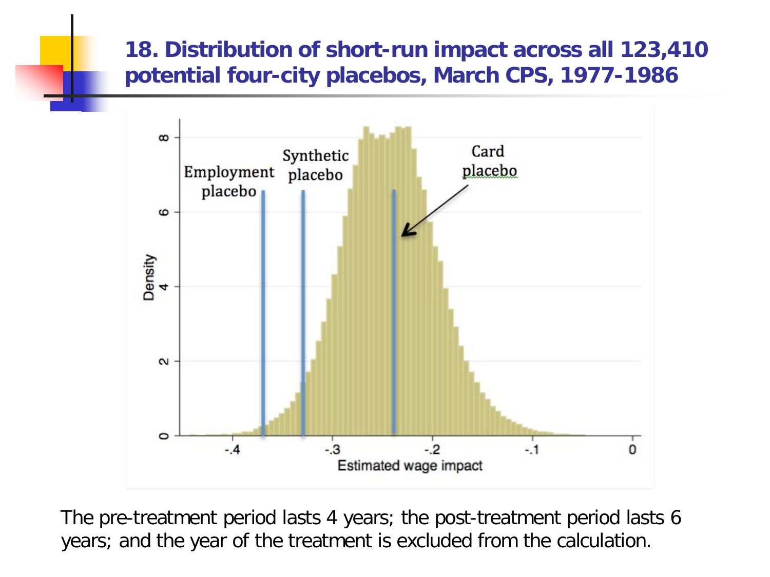# 18. Distribution of short-run impact across all 123,410 potential four-city placebos, March CPS, 1977-1986

The pre-treatment period lasts 4 years; the post-treatment period lasts 6 years; and the year of the treatment is excluded from the calculation.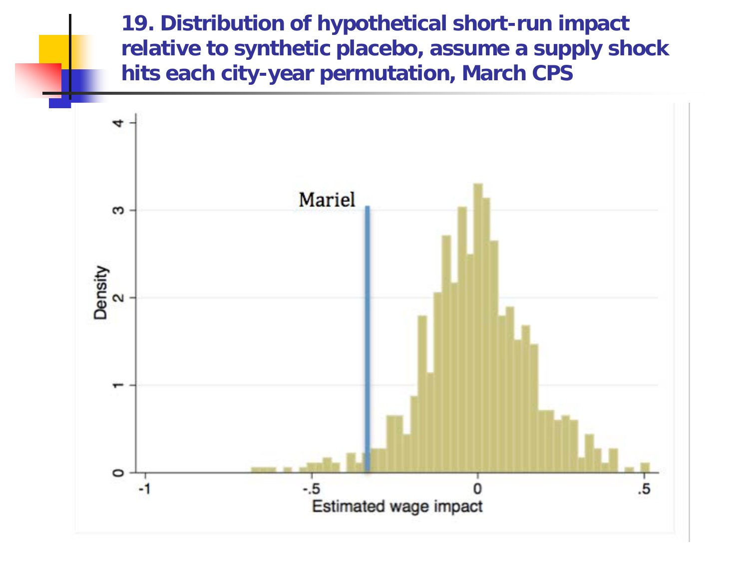## 19. Distribution of hypothetical short-run impact relative to synthetic placebo, assume a supply shock hits each city-year permutation, March CPS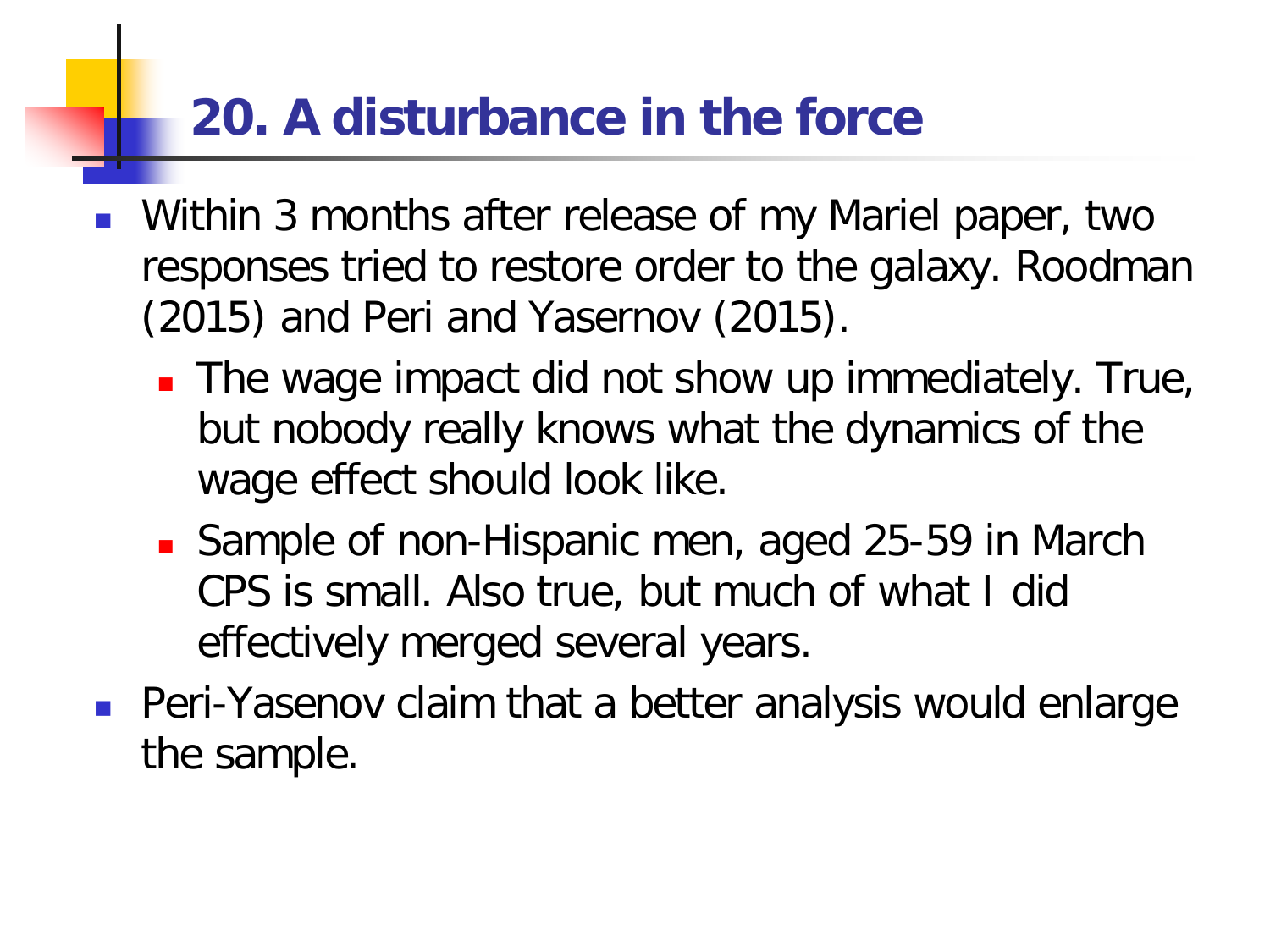## 20. A disturbance in the force

- Within 3 months after release of my Mariel paper, two responses tried to restore order to the galaxy. Roodman (2015) and Peri and Yasernov (2015).
  - The wage impact did not show up immediately. True, but nobody really knows what the dynamics of the wage effect should look like.
  - Sample of non-Hispanic men, aged 25-59 in March CPS is small. Also true, but much of what I did effectively merged several years.
- Peri-Yasenov claim that a better analysis would enlarge the sample.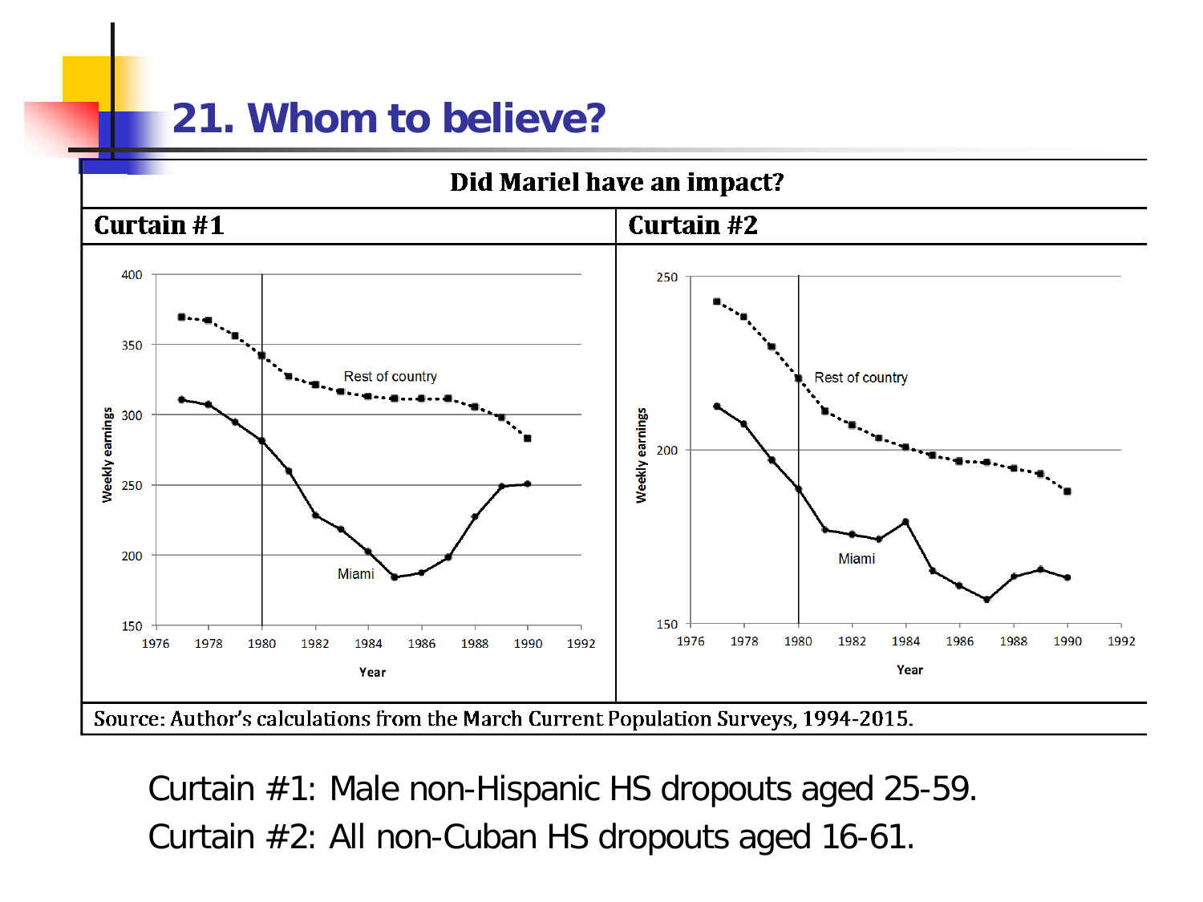# 21. Whom to believe?

**Did Mariel have an impact?**

| Curtain #1 | Curtain #2 |
| --- | --- |

Curtain #1 chart: Weekly earnings (150–400) by Year (1976–1992), with a vertical line at 1980. Series: Rest of country, Miami.

Curtain #2 chart: Weekly earnings (150–250) by Year (1976–1992), with a vertical line at 1980. Series: Rest of country, Miami.

Source: Author's calculations from the March Current Population Surveys, 1994-2015.

Curtain #1: Male non-Hispanic HS dropouts aged 25-59.

Curtain #2: All non-Cuban HS dropouts aged 16-61.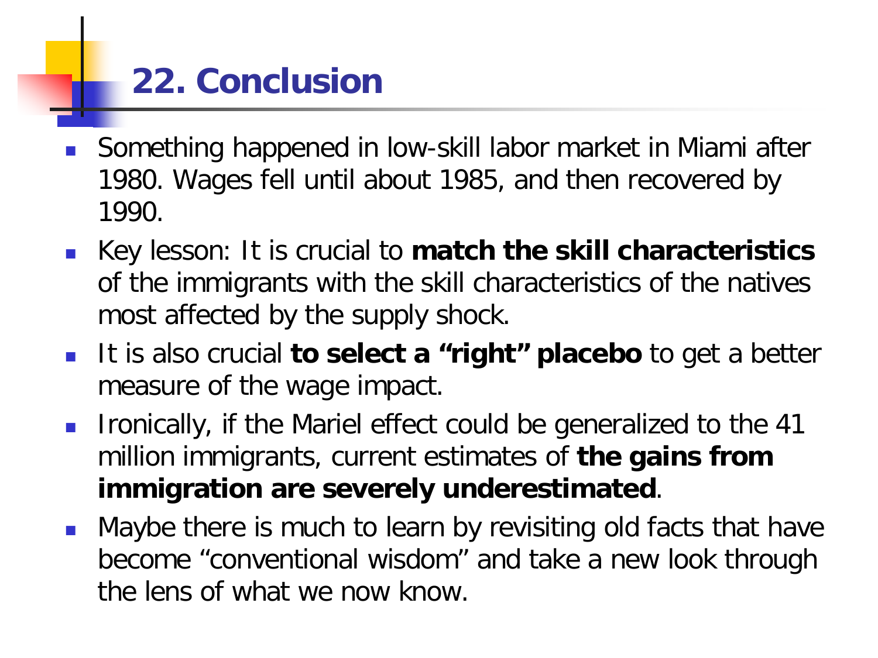# 22. Conclusion

- Something happened in low-skill labor market in Miami after 1980. Wages fell until about 1985, and then recovered by 1990.
- Key lesson: It is crucial to **match the skill characteristics** of the immigrants with the skill characteristics of the natives most affected by the supply shock.
- It is also crucial **to select a "right" placebo** to get a better measure of the wage impact.
- Ironically, if the Mariel effect could be generalized to the 41 million immigrants, current estimates of **the gains from immigration are severely underestimated**.
- Maybe there is much to learn by revisiting old facts that have become "conventional wisdom" and take a new look through the lens of what we now know.